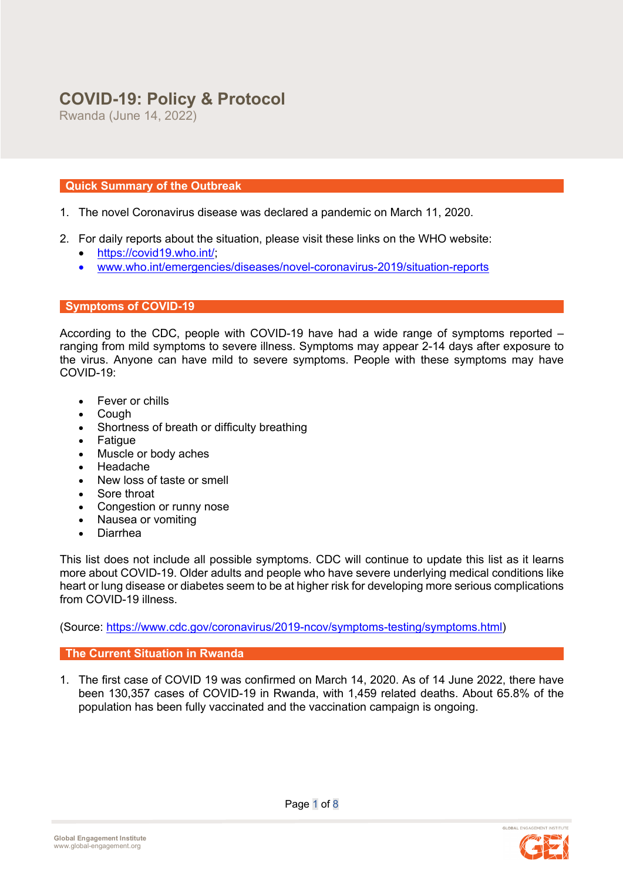# COVID-19: Policy & Protocol

Rwanda (June 14, 2022)

## Quick Summary of the Outbreak

1. The novel Coronavirus disease was declared a pandemic on March 11, 2020.

2. For daily reports about the situation, please visit these links on the WHO website:
   - https://covid19.who.int/;
   - www.who.int/emergencies/diseases/novel-coronavirus-2019/situation-reports

## Symptoms of COVID-19

According to the CDC, people with COVID-19 have had a wide range of symptoms reported – ranging from mild symptoms to severe illness. Symptoms may appear 2-14 days after exposure to the virus. Anyone can have mild to severe symptoms. People with these symptoms may have COVID-19:

- Fever or chills
- Cough
- Shortness of breath or difficulty breathing
- Fatigue
- Muscle or body aches
- Headache
- New loss of taste or smell
- Sore throat
- Congestion or runny nose
- Nausea or vomiting
- Diarrhea

This list does not include all possible symptoms. CDC will continue to update this list as it learns more about COVID-19. Older adults and people who have severe underlying medical conditions like heart or lung disease or diabetes seem to be at higher risk for developing more serious complications from COVID-19 illness.

(Source: https://www.cdc.gov/coronavirus/2019-ncov/symptoms-testing/symptoms.html)

## The Current Situation in Rwanda

1. The first case of COVID 19 was confirmed on March 14, 2020. As of 14 June 2022, there have been 130,357 cases of COVID-19 in Rwanda, with 1,459 related deaths. About 65.8% of the population has been fully vaccinated and the vaccination campaign is ongoing.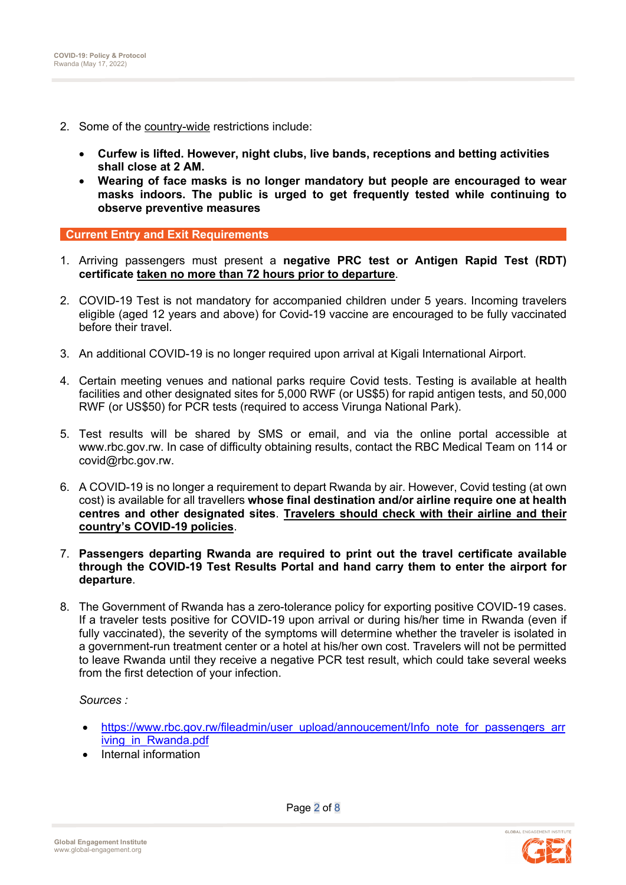2. Some of the country-wide restrictions include:

    - **Curfew is lifted. However, night clubs, live bands, receptions and betting activities shall close at 2 AM.**
    - **Wearing of face masks is no longer mandatory but people are encouraged to wear masks indoors. The public is urged to get frequently tested while continuing to observe preventive measures**

## Current Entry and Exit Requirements

1. Arriving passengers must present a **negative PRC test or Antigen Rapid Test (RDT) certificate taken no more than 72 hours prior to departure**.

2. COVID-19 Test is not mandatory for accompanied children under 5 years. Incoming travelers eligible (aged 12 years and above) for Covid-19 vaccine are encouraged to be fully vaccinated before their travel.

3. An additional COVID-19 is no longer required upon arrival at Kigali International Airport.

4. Certain meeting venues and national parks require Covid tests. Testing is available at health facilities and other designated sites for 5,000 RWF (or US$5) for rapid antigen tests, and 50,000 RWF (or US$50) for PCR tests (required to access Virunga National Park).

5. Test results will be shared by SMS or email, and via the online portal accessible at www.rbc.gov.rw. In case of difficulty obtaining results, contact the RBC Medical Team on 114 or covid@rbc.gov.rw.

6. A COVID-19 is no longer a requirement to depart Rwanda by air. However, Covid testing (at own cost) is available for all travellers **whose final destination and/or airline require one at health centres and other designated sites**. **Travelers should check with their airline and their country's COVID-19 policies**.

7. **Passengers departing Rwanda are required to print out the travel certificate available through the COVID-19 Test Results Portal and hand carry them to enter the airport for departure**.

8. The Government of Rwanda has a zero-tolerance policy for exporting positive COVID-19 cases. If a traveler tests positive for COVID-19 upon arrival or during his/her time in Rwanda (even if fully vaccinated), the severity of the symptoms will determine whether the traveler is isolated in a government-run treatment center or a hotel at his/her own cost. Travelers will not be permitted to leave Rwanda until they receive a negative PCR test result, which could take several weeks from the first detection of your infection.

    *Sources :*

    - https://www.rbc.gov.rw/fileadmin/user_upload/annoucement/Info_note_for_passengers_arriving_in_Rwanda.pdf
    - Internal information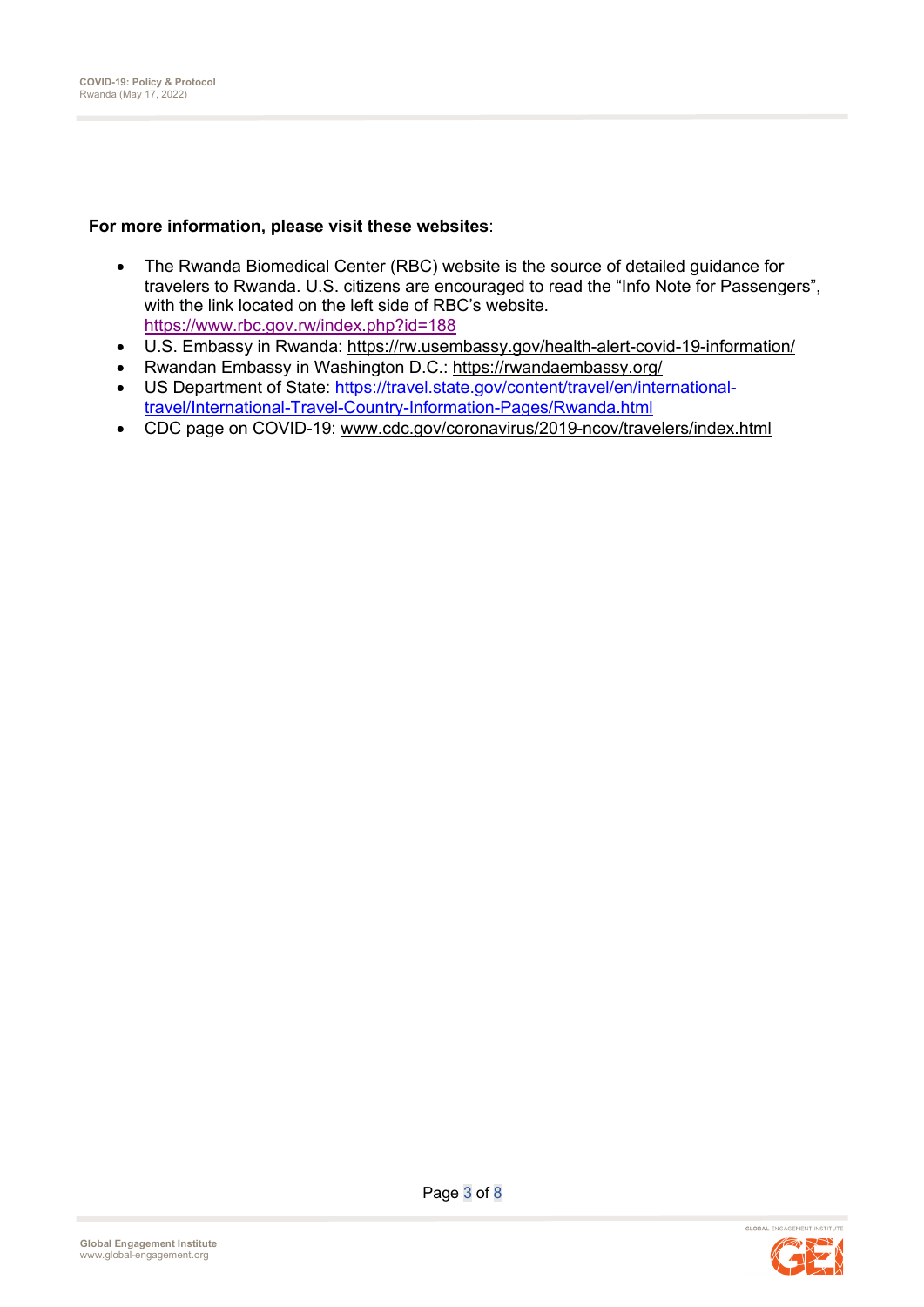**For more information, please visit these websites**:

- The Rwanda Biomedical Center (RBC) website is the source of detailed guidance for travelers to Rwanda. U.S. citizens are encouraged to read the “Info Note for Passengers”, with the link located on the left side of RBC’s website. https://www.rbc.gov.rw/index.php?id=188
- U.S. Embassy in Rwanda: https://rw.usembassy.gov/health-alert-covid-19-information/
- Rwandan Embassy in Washington D.C.: https://rwandaembassy.org/
- US Department of State: https://travel.state.gov/content/travel/en/international-travel/International-Travel-Country-Information-Pages/Rwanda.html
- CDC page on COVID-19: www.cdc.gov/coronavirus/2019-ncov/travelers/index.html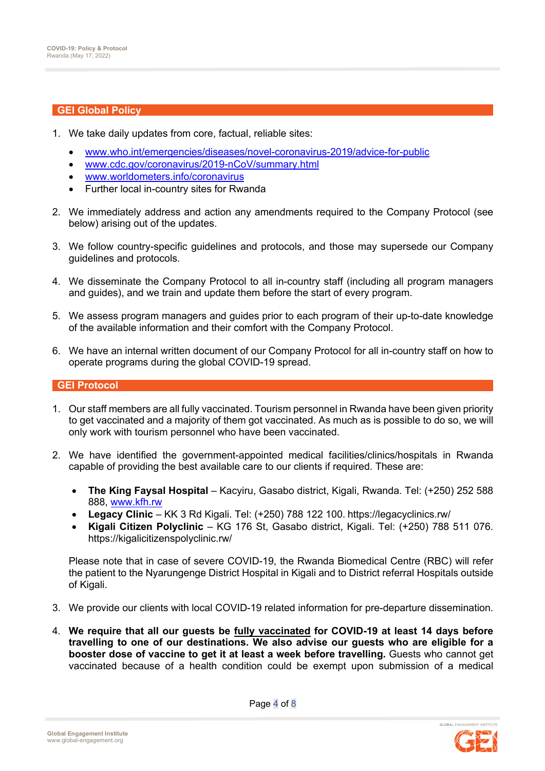## GEI Global Policy

1. We take daily updates from core, factual, reliable sites:
   - www.who.int/emergencies/diseases/novel-coronavirus-2019/advice-for-public
   - www.cdc.gov/coronavirus/2019-nCoV/summary.html
   - www.worldometers.info/coronavirus
   - Further local in-country sites for Rwanda
2. We immediately address and action any amendments required to the Company Protocol (see below) arising out of the updates.
3. We follow country-specific guidelines and protocols, and those may supersede our Company guidelines and protocols.
4. We disseminate the Company Protocol to all in-country staff (including all program managers and guides), and we train and update them before the start of every program.
5. We assess program managers and guides prior to each program of their up-to-date knowledge of the available information and their comfort with the Company Protocol.
6. We have an internal written document of our Company Protocol for all in-country staff on how to operate programs during the global COVID-19 spread.

## GEI Protocol

1. Our staff members are all fully vaccinated. Tourism personnel in Rwanda have been given priority to get vaccinated and a majority of them got vaccinated. As much as is possible to do so, we will only work with tourism personnel who have been vaccinated.
2. We have identified the government-appointed medical facilities/clinics/hospitals in Rwanda capable of providing the best available care to our clients if required. These are:
   - **The King Faysal Hospital** – Kacyiru, Gasabo district, Kigali, Rwanda. Tel: (+250) 252 588 888, www.kfh.rw
   - **Legacy Clinic** – KK 3 Rd Kigali. Tel: (+250) 788 122 100. https://legacyclinics.rw/
   - **Kigali Citizen Polyclinic** – KG 176 St, Gasabo district, Kigali. Tel: (+250) 788 511 076. https://kigalicitizenspolyclinic.rw/

   Please note that in case of severe COVID-19, the Rwanda Biomedical Centre (RBC) will refer the patient to the Nyarungenge District Hospital in Kigali and to District referral Hospitals outside of Kigali.
3. We provide our clients with local COVID-19 related information for pre-departure dissemination.
4. **We require that all our guests be fully vaccinated for COVID-19 at least 14 days before travelling to one of our destinations. We also advise our guests who are eligible for a booster dose of vaccine to get it at least a week before travelling.** Guests who cannot get vaccinated because of a health condition could be exempt upon submission of a medical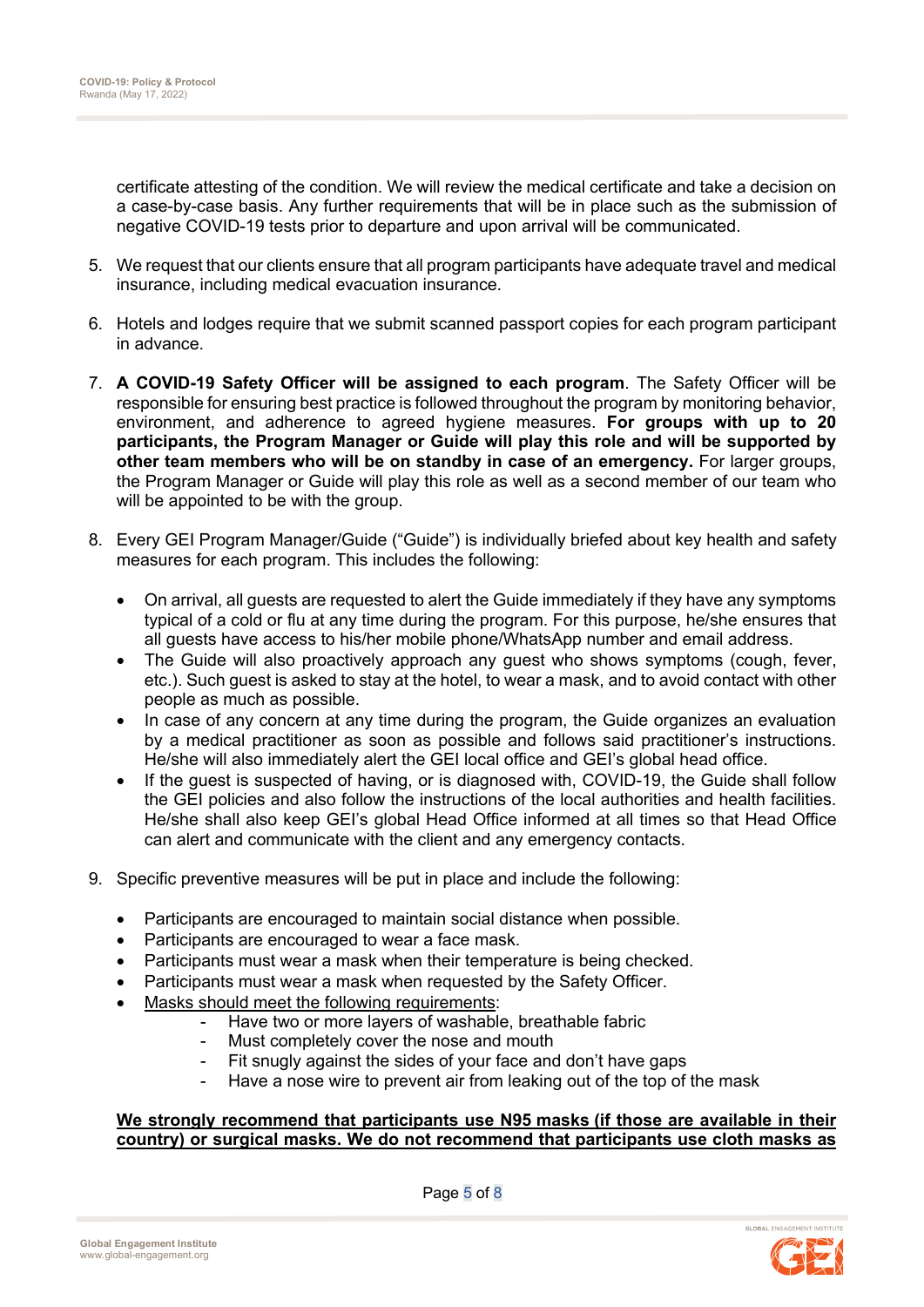certificate attesting of the condition. We will review the medical certificate and take a decision on a case-by-case basis. Any further requirements that will be in place such as the submission of negative COVID-19 tests prior to departure and upon arrival will be communicated.

5. We request that our clients ensure that all program participants have adequate travel and medical insurance, including medical evacuation insurance.

6. Hotels and lodges require that we submit scanned passport copies for each program participant in advance.

7. **A COVID-19 Safety Officer will be assigned to each program**. The Safety Officer will be responsible for ensuring best practice is followed throughout the program by monitoring behavior, environment, and adherence to agreed hygiene measures. **For groups with up to 20 participants, the Program Manager or Guide will play this role and will be supported by other team members who will be on standby in case of an emergency.** For larger groups, the Program Manager or Guide will play this role as well as a second member of our team who will be appointed to be with the group.

8. Every GEI Program Manager/Guide ("Guide") is individually briefed about key health and safety measures for each program. This includes the following:

   - On arrival, all guests are requested to alert the Guide immediately if they have any symptoms typical of a cold or flu at any time during the program. For this purpose, he/she ensures that all guests have access to his/her mobile phone/WhatsApp number and email address.
   - The Guide will also proactively approach any guest who shows symptoms (cough, fever, etc.). Such guest is asked to stay at the hotel, to wear a mask, and to avoid contact with other people as much as possible.
   - In case of any concern at any time during the program, the Guide organizes an evaluation by a medical practitioner as soon as possible and follows said practitioner's instructions. He/she will also immediately alert the GEI local office and GEI's global head office.
   - If the guest is suspected of having, or is diagnosed with, COVID-19, the Guide shall follow the GEI policies and also follow the instructions of the local authorities and health facilities. He/she shall also keep GEI's global Head Office informed at all times so that Head Office can alert and communicate with the client and any emergency contacts.

9. Specific preventive measures will be put in place and include the following:

   - Participants are encouraged to maintain social distance when possible.
   - Participants are encouraged to wear a face mask.
   - Participants must wear a mask when their temperature is being checked.
   - Participants must wear a mask when requested by the Safety Officer.
   - Masks should meet the following requirements:
     - Have two or more layers of washable, breathable fabric
     - Must completely cover the nose and mouth
     - Fit snugly against the sides of your face and don't have gaps
     - Have a nose wire to prevent air from leaking out of the top of the mask

   **We strongly recommend that participants use N95 masks (if those are available in their country) or surgical masks. We do not recommend that participants use cloth masks as**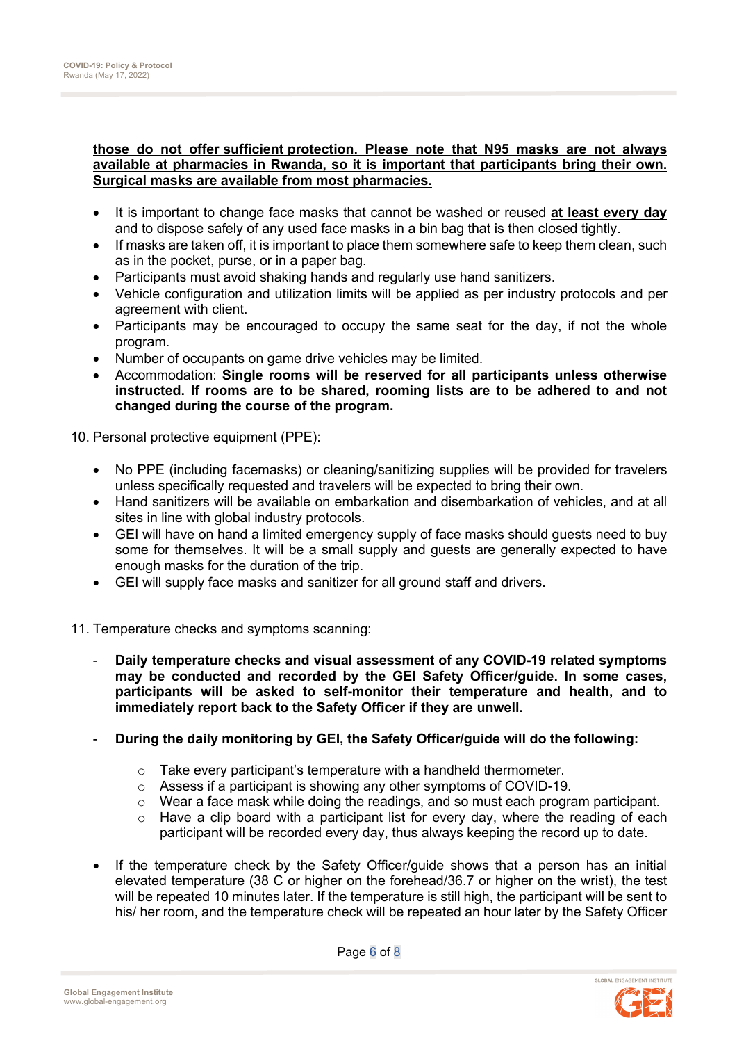**<u>those do not offer sufficient protection. Please note that N95 masks are not always available at pharmacies in Rwanda, so it is important that participants bring their own. Surgical masks are available from most pharmacies.</u>**

- It is important to change face masks that cannot be washed or reused **<u>at least every day</u>** and to dispose safely of any used face masks in a bin bag that is then closed tightly.
- If masks are taken off, it is important to place them somewhere safe to keep them clean, such as in the pocket, purse, or in a paper bag.
- Participants must avoid shaking hands and regularly use hand sanitizers.
- Vehicle configuration and utilization limits will be applied as per industry protocols and per agreement with client.
- Participants may be encouraged to occupy the same seat for the day, if not the whole program.
- Number of occupants on game drive vehicles may be limited.
- Accommodation: **Single rooms will be reserved for all participants unless otherwise instructed. If rooms are to be shared, rooming lists are to be adhered to and not changed during the course of the program.**

10. Personal protective equipment (PPE):

- No PPE (including facemasks) or cleaning/sanitizing supplies will be provided for travelers unless specifically requested and travelers will be expected to bring their own.
- Hand sanitizers will be available on embarkation and disembarkation of vehicles, and at all sites in line with global industry protocols.
- GEI will have on hand a limited emergency supply of face masks should guests need to buy some for themselves. It will be a small supply and guests are generally expected to have enough masks for the duration of the trip.
- GEI will supply face masks and sanitizer for all ground staff and drivers.

11. Temperature checks and symptoms scanning:

- **Daily temperature checks and visual assessment of any COVID-19 related symptoms may be conducted and recorded by the GEI Safety Officer/guide. In some cases, participants will be asked to self-monitor their temperature and health, and to immediately report back to the Safety Officer if they are unwell.**

- **During the daily monitoring by GEI, the Safety Officer/guide will do the following:**

  - Take every participant's temperature with a handheld thermometer.
  - Assess if a participant is showing any other symptoms of COVID-19.
  - Wear a face mask while doing the readings, and so must each program participant.
  - Have a clip board with a participant list for every day, where the reading of each participant will be recorded every day, thus always keeping the record up to date.

- If the temperature check by the Safety Officer/guide shows that a person has an initial elevated temperature (38 C or higher on the forehead/36.7 or higher on the wrist), the test will be repeated 10 minutes later. If the temperature is still high, the participant will be sent to his/ her room, and the temperature check will be repeated an hour later by the Safety Officer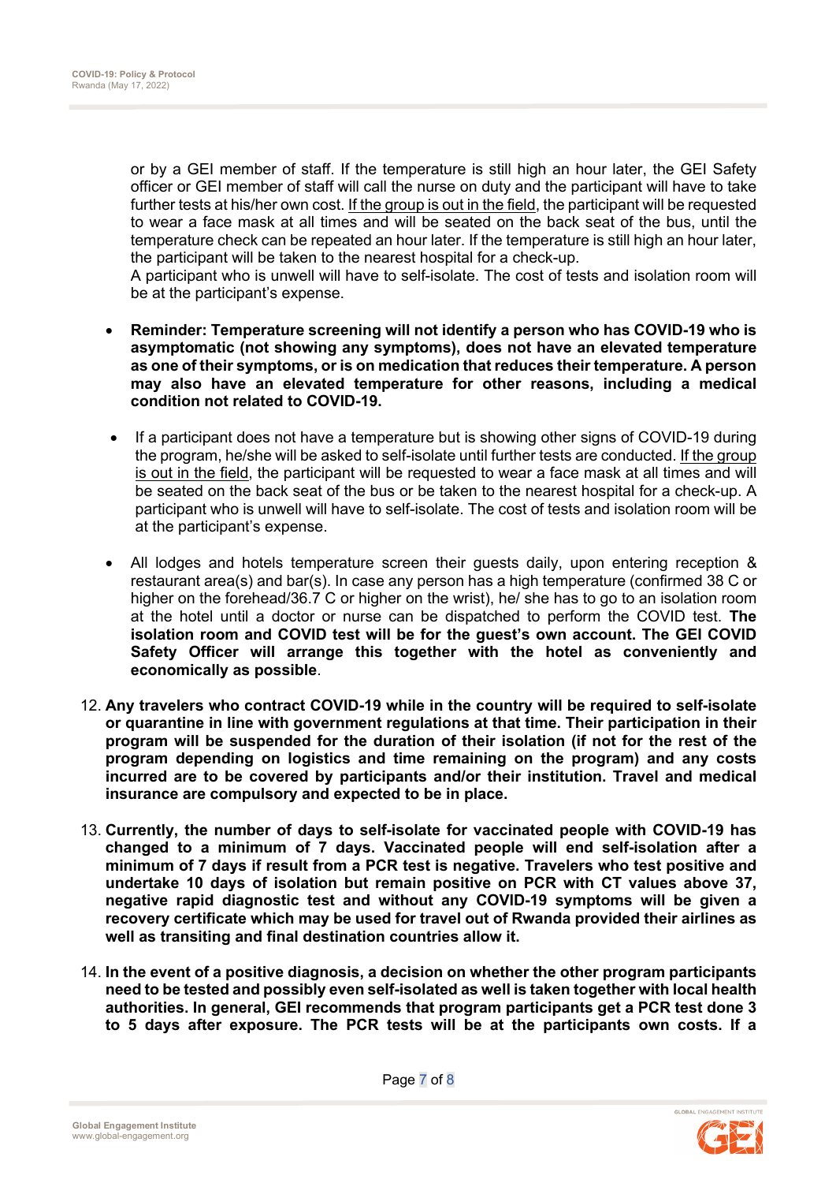or by a GEI member of staff. If the temperature is still high an hour later, the GEI Safety officer or GEI member of staff will call the nurse on duty and the participant will have to take further tests at his/her own cost. If the group is out in the field, the participant will be requested to wear a face mask at all times and will be seated on the back seat of the bus, until the temperature check can be repeated an hour later. If the temperature is still high an hour later, the participant will be taken to the nearest hospital for a check-up.
A participant who is unwell will have to self-isolate. The cost of tests and isolation room will be at the participant's expense.

- **Reminder: Temperature screening will not identify a person who has COVID-19 who is asymptomatic (not showing any symptoms), does not have an elevated temperature as one of their symptoms, or is on medication that reduces their temperature. A person may also have an elevated temperature for other reasons, including a medical condition not related to COVID-19.**
- If a participant does not have a temperature but is showing other signs of COVID-19 during the program, he/she will be asked to self-isolate until further tests are conducted. If the group is out in the field, the participant will be requested to wear a face mask at all times and will be seated on the back seat of the bus or be taken to the nearest hospital for a check-up. A participant who is unwell will have to self-isolate. The cost of tests and isolation room will be at the participant's expense.
- All lodges and hotels temperature screen their guests daily, upon entering reception & restaurant area(s) and bar(s). In case any person has a high temperature (confirmed 38 C or higher on the forehead/36.7 C or higher on the wrist), he/ she has to go to an isolation room at the hotel until a doctor or nurse can be dispatched to perform the COVID test. **The isolation room and COVID test will be for the guest's own account. The GEI COVID Safety Officer will arrange this together with the hotel as conveniently and economically as possible**.

12. **Any travelers who contract COVID-19 while in the country will be required to self-isolate or quarantine in line with government regulations at that time. Their participation in their program will be suspended for the duration of their isolation (if not for the rest of the program depending on logistics and time remaining on the program) and any costs incurred are to be covered by participants and/or their institution. Travel and medical insurance are compulsory and expected to be in place.**
13. **Currently, the number of days to self-isolate for vaccinated people with COVID-19 has changed to a minimum of 7 days. Vaccinated people will end self-isolation after a minimum of 7 days if result from a PCR test is negative. Travelers who test positive and undertake 10 days of isolation but remain positive on PCR with CT values above 37, negative rapid diagnostic test and without any COVID-19 symptoms will be given a recovery certificate which may be used for travel out of Rwanda provided their airlines as well as transiting and final destination countries allow it.**
14. **In the event of a positive diagnosis, a decision on whether the other program participants need to be tested and possibly even self-isolated as well is taken together with local health authorities. In general, GEI recommends that program participants get a PCR test done 3 to 5 days after exposure. The PCR tests will be at the participants own costs. If a**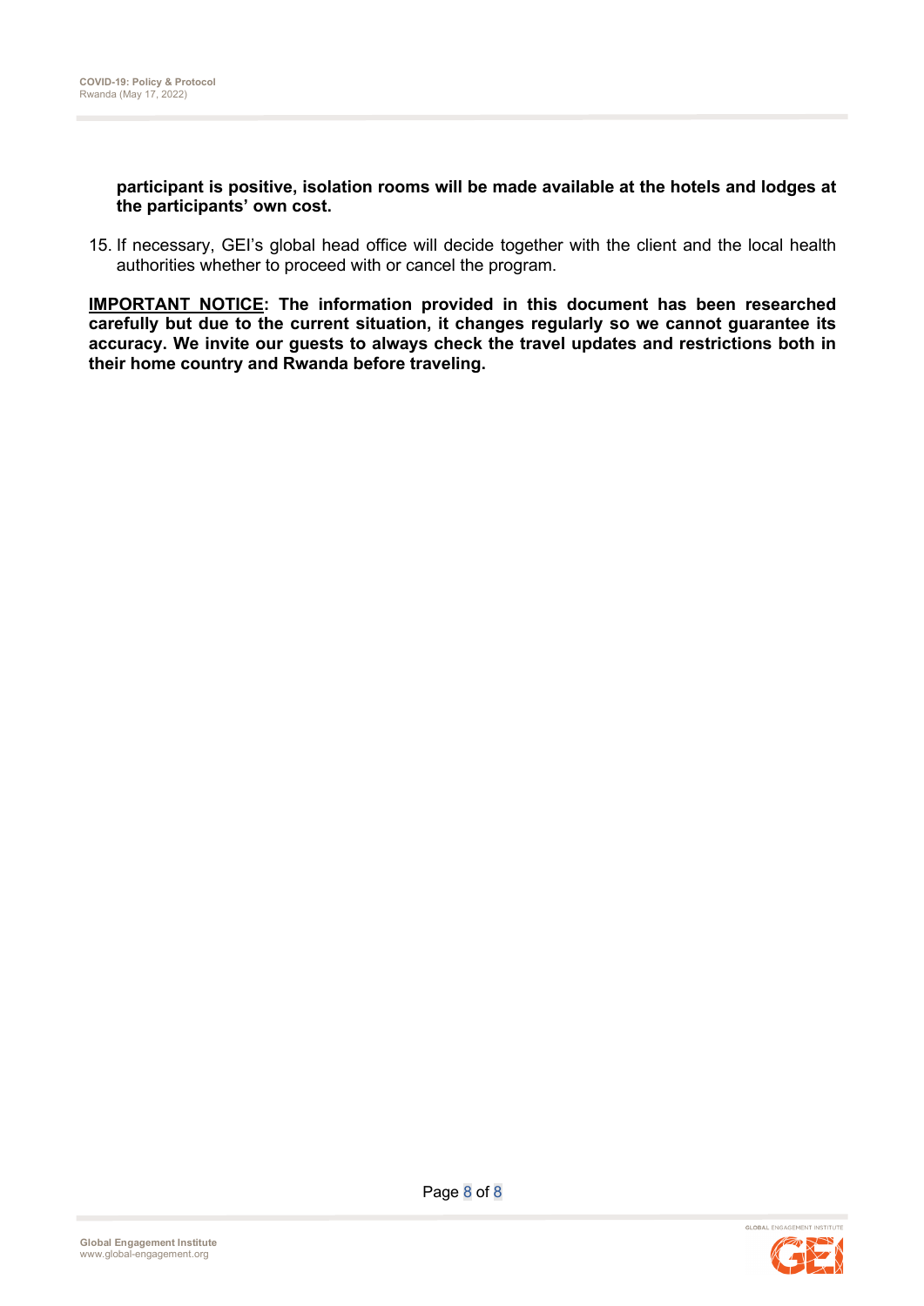**participant is positive, isolation rooms will be made available at the hotels and lodges at the participants' own cost.**

15. If necessary, GEI's global head office will decide together with the client and the local health authorities whether to proceed with or cancel the program.

**<u>IMPORTANT NOTICE</u>: The information provided in this document has been researched carefully but due to the current situation, it changes regularly so we cannot guarantee its accuracy. We invite our guests to always check the travel updates and restrictions both in their home country and Rwanda before traveling.**